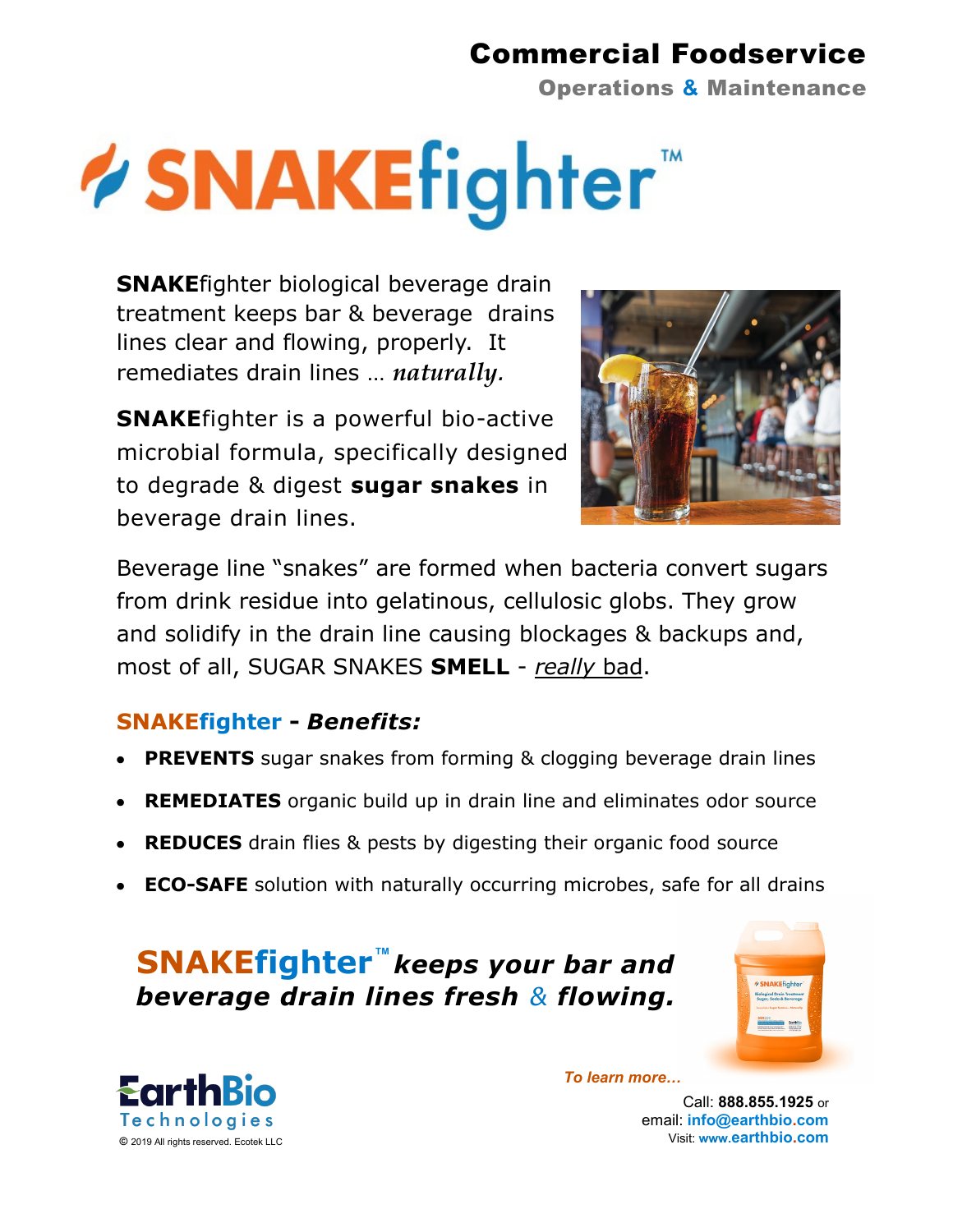# Commercial Foodservice

## Operations & Maintenance

# SNAKEfighter™

**SNAKE**fighter biological beverage drain treatment keeps bar & beverage drains lines clear and flowing, properly. It remediates drain lines … *naturally.*

**SNAKE**fighter is a powerful bio-active microbial formula, specifically designed to degrade & digest **sugar snakes** in beverage drain lines.

Beverage line "snakes" are formed when bacteria convert sugars from drink residue into gelatinous, cellulosic globs. They grow and solidify in the drain line causing blockages & backups and, most of all, SUGAR SNAKES **SMELL** - *really* bad.

### SNAKEfighter - *Benefits:*

- **PREVENTS** sugar snakes from forming & clogging beverage drain lines
- **REMEDIATES** organic build up in drain line and eliminates odor source
- **REDUCES** drain flies & pests by digesting their organic food source
- **ECO-SAFE** solution with naturally occurring microbes, safe for all drains

**SNAKEfighter™ *keeps your bar and beverage drain lines fresh & flowing.***

EarthBio Technologies

© 2019 All rights reserved. Ecotek LLC

*To learn more…*

Call: **888.855.1925** or
email: **info@earthbio.com**
Visit: **www.earthbio.com**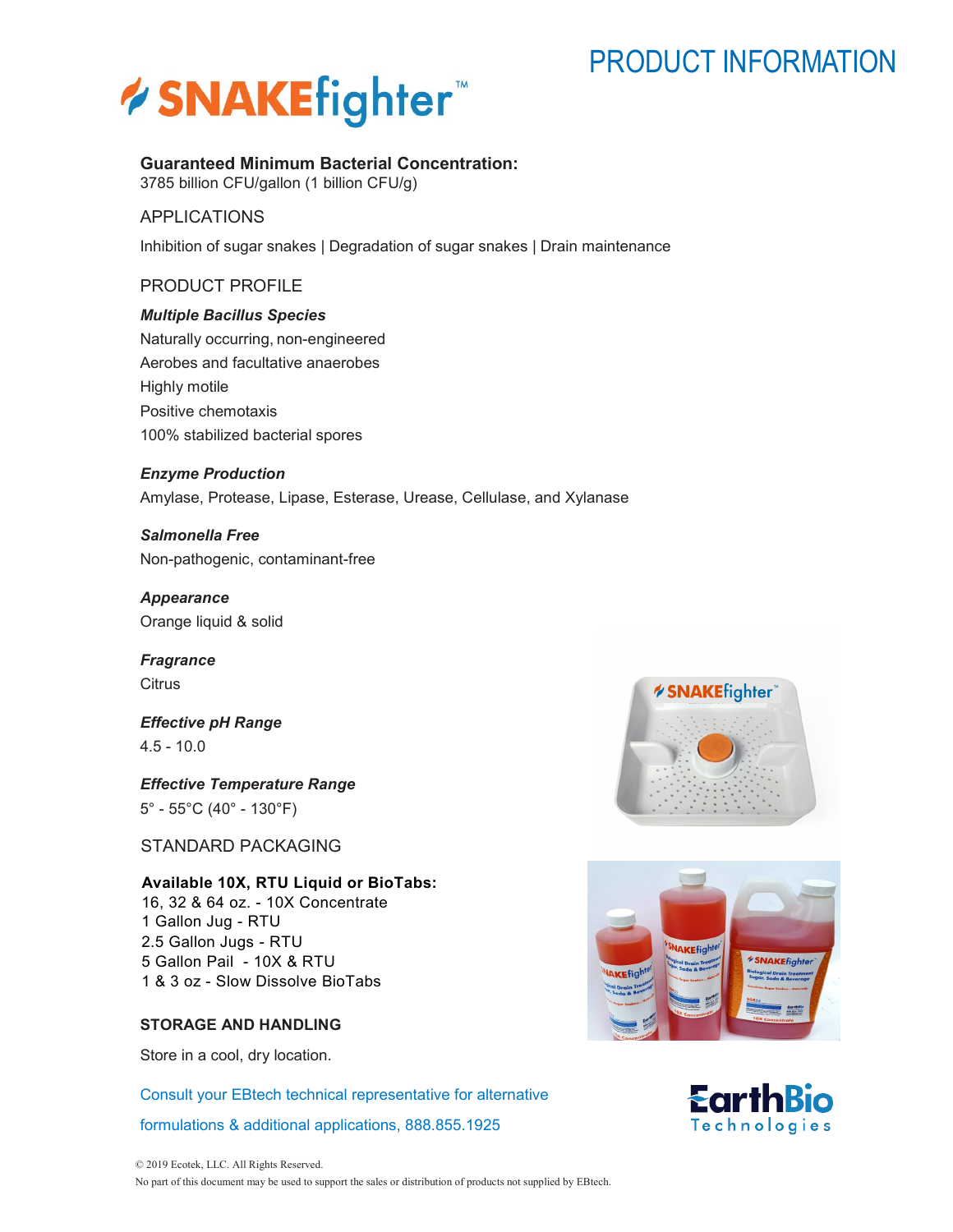# SNAKEfighter™

## PRODUCT INFORMATION

**Guaranteed Minimum Bacterial Concentration:**
3785 billion CFU/gallon (1 billion CFU/g)

## APPLICATIONS

Inhibition of sugar snakes | Degradation of sugar snakes | Drain maintenance

## PRODUCT PROFILE

***Multiple Bacillus Species***
Naturally occurring, non-engineered
Aerobes and facultative anaerobes
Highly motile
Positive chemotaxis
100% stabilized bacterial spores

***Enzyme Production***
Amylase, Protease, Lipase, Esterase, Urease, Cellulase, and Xylanase

***Salmonella Free***
Non-pathogenic, contaminant-free

***Appearance***
Orange liquid & solid

***Fragrance***
Citrus

***Effective pH Range***
4.5 - 10.0

***Effective Temperature Range***
5° - 55°C (40° - 130°F)

## STANDARD PACKAGING

**Available 10X, RTU Liquid or BioTabs:**
16, 32 & 64 oz. - 10X Concentrate
1 Gallon Jug - RTU
2.5 Gallon Jugs - RTU
5 Gallon Pail - 10X & RTU
1 & 3 oz - Slow Dissolve BioTabs

## STORAGE AND HANDLING

Store in a cool, dry location.

Consult your EBtech technical representative for alternative formulations & additional applications, 888.855.1925

EarthBio Technologies

© 2019 Ecotek, LLC. All Rights Reserved.
No part of this document may be used to support the sales or distribution of products not supplied by EBtech.